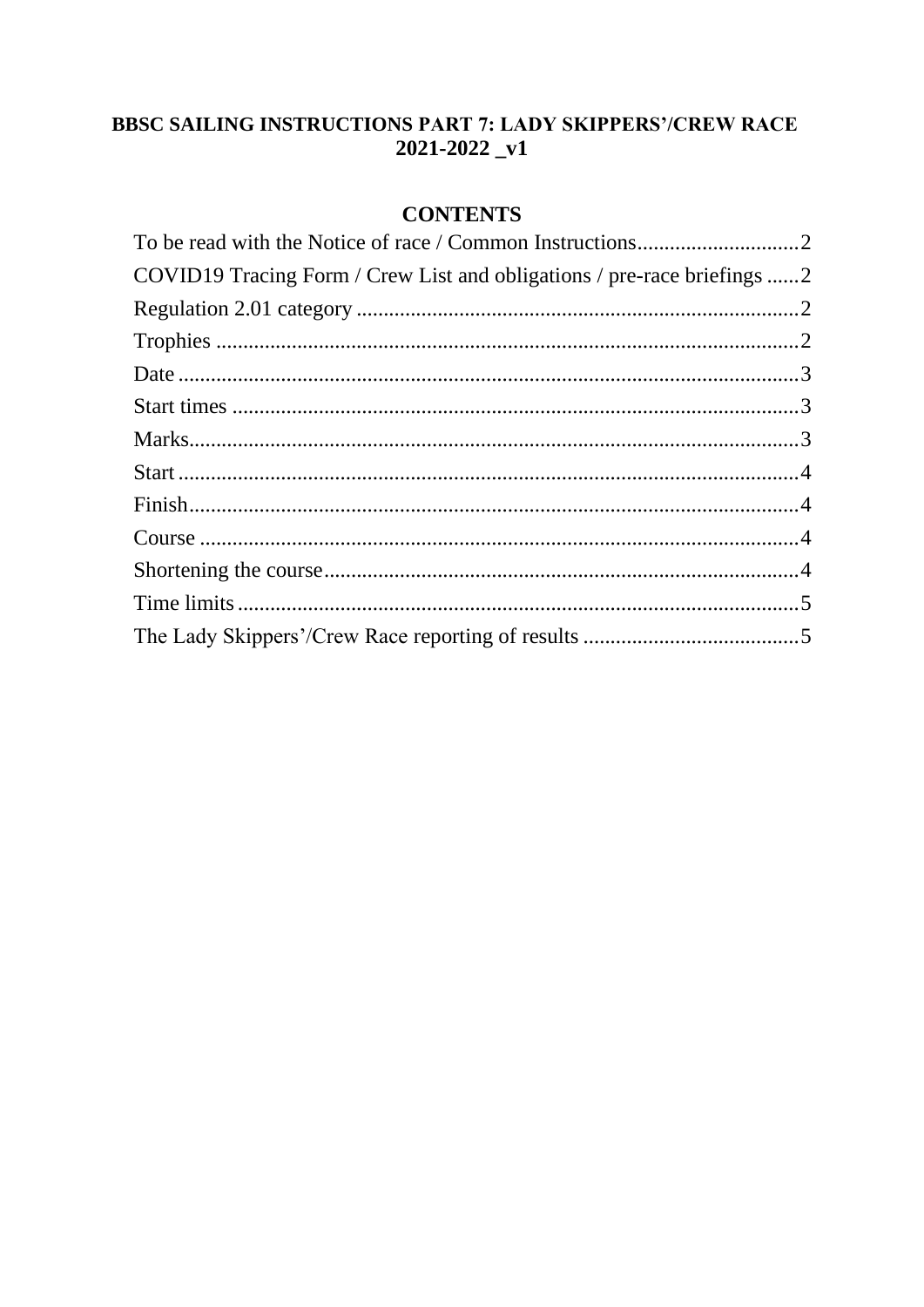# BBSC SAILING INSTRUCTIONS PART 7: LADY SKIPPERS'/CREW RACE 2021-2022 _v1

## CONTENTS

To be read with the Notice of race / Common Instructions..............................2

COVID19 Tracing Form / Crew List and obligations / pre-race briefings ......2

Regulation 2.01 category ..................................................................................2

Trophies ............................................................................................................2

Date ...................................................................................................................3

Start times .........................................................................................................3

Marks.................................................................................................................3

Start ...................................................................................................................4

Finish.................................................................................................................4

Course ...............................................................................................................4

Shortening the course........................................................................................4

Time limits........................................................................................................5

The Lady Skippers'/Crew Race reporting of results ........................................5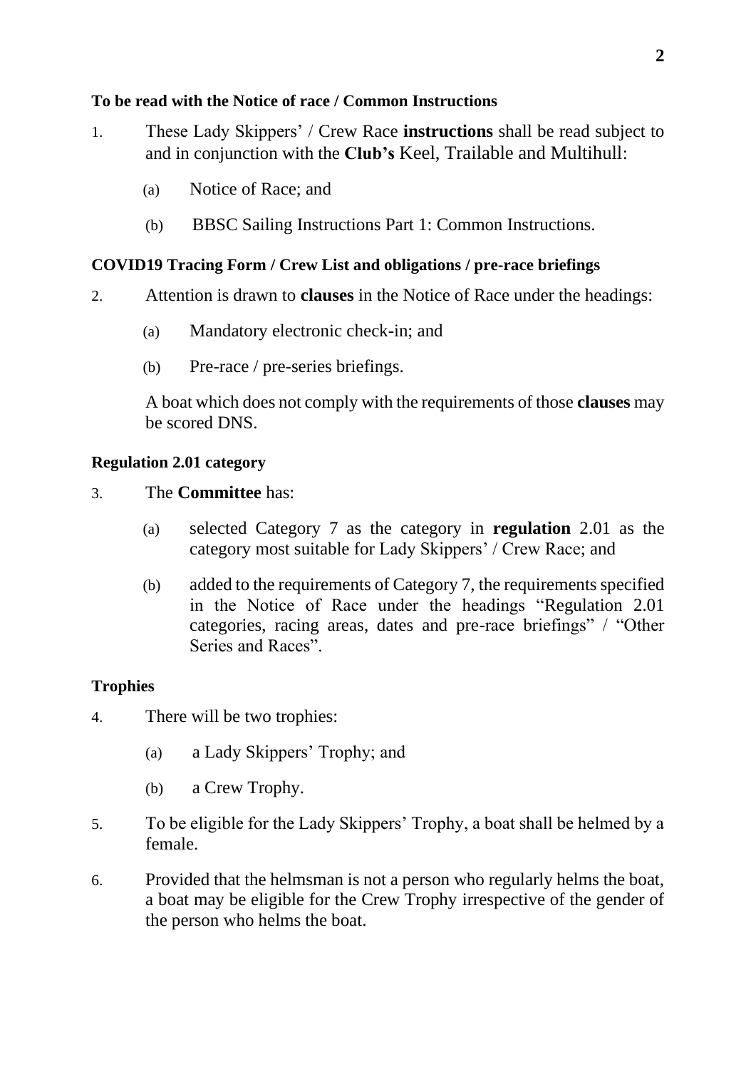**To be read with the Notice of race / Common Instructions**

1. These Lady Skippers' / Crew Race **instructions** shall be read subject to and in conjunction with the **Club's** Keel, Trailable and Multihull:

   (a) Notice of Race; and

   (b) BBSC Sailing Instructions Part 1: Common Instructions.

**COVID19 Tracing Form / Crew List and obligations / pre-race briefings**

2. Attention is drawn to **clauses** in the Notice of Race under the headings:

   (a) Mandatory electronic check-in; and

   (b) Pre-race / pre-series briefings.

   A boat which does not comply with the requirements of those **clauses** may be scored DNS.

**Regulation 2.01 category**

3. The **Committee** has:

   (a) selected Category 7 as the category in **regulation** 2.01 as the category most suitable for Lady Skippers' / Crew Race; and

   (b) added to the requirements of Category 7, the requirements specified in the Notice of Race under the headings "Regulation 2.01 categories, racing areas, dates and pre-race briefings" / "Other Series and Races".

**Trophies**

4. There will be two trophies:

   (a) a Lady Skippers' Trophy; and

   (b) a Crew Trophy.

5. To be eligible for the Lady Skippers' Trophy, a boat shall be helmed by a female.

6. Provided that the helmsman is not a person who regularly helms the boat, a boat may be eligible for the Crew Trophy irrespective of the gender of the person who helms the boat.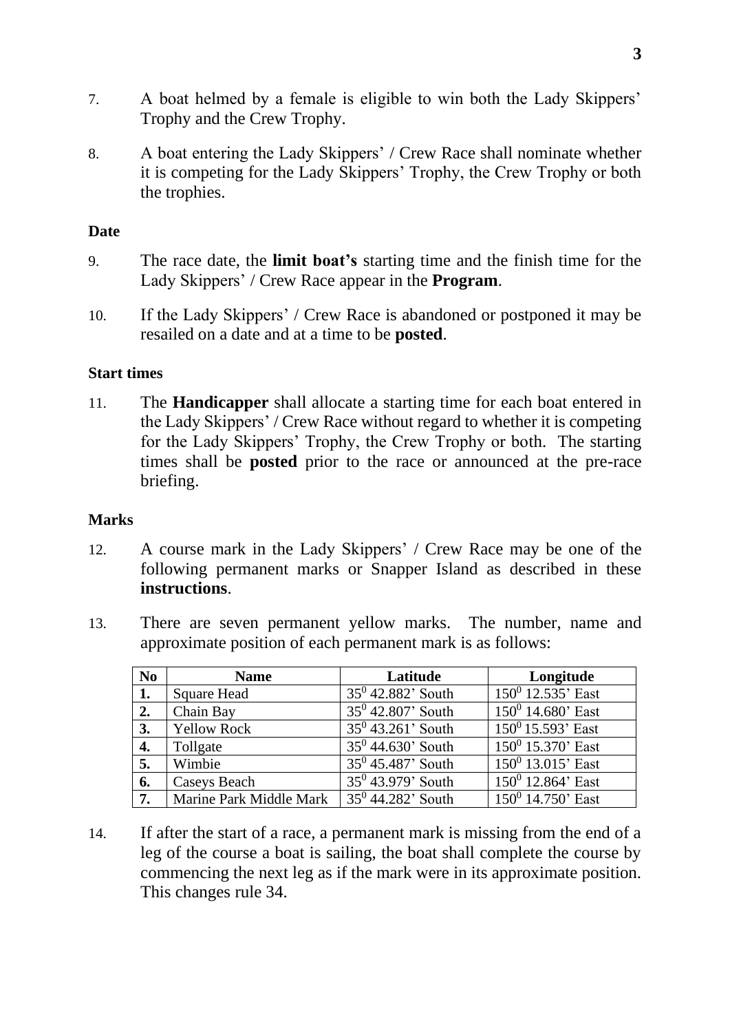7. A boat helmed by a female is eligible to win both the Lady Skippers' Trophy and the Crew Trophy.

8. A boat entering the Lady Skippers' / Crew Race shall nominate whether it is competing for the Lady Skippers' Trophy, the Crew Trophy or both the trophies.

**Date**

9. The race date, the **limit boat's** starting time and the finish time for the Lady Skippers' / Crew Race appear in the **Program**.

10. If the Lady Skippers' / Crew Race is abandoned or postponed it may be resailed on a date and at a time to be **posted**.

**Start times**

11. The **Handicapper** shall allocate a starting time for each boat entered in the Lady Skippers' / Crew Race without regard to whether it is competing for the Lady Skippers' Trophy, the Crew Trophy or both. The starting times shall be **posted** prior to the race or announced at the pre-race briefing.

**Marks**

12. A course mark in the Lady Skippers' / Crew Race may be one of the following permanent marks or Snapper Island as described in these **instructions**.

13. There are seven permanent yellow marks. The number, name and approximate position of each permanent mark is as follows:

| No | Name | Latitude | Longitude |
|---|---|---|---|
| **1.** | Square Head | $35^0$ 42.882' South | $150^0$ 12.535' East |
| **2.** | Chain Bay | $35^0$ 42.807' South | $150^0$ 14.680' East |
| **3.** | Yellow Rock | $35^0$ 43.261' South | $150^0$ 15.593' East |
| **4.** | Tollgate | $35^0$ 44.630' South | $150^0$ 15.370' East |
| **5.** | Wimbie | $35^0$ 45.487' South | $150^0$ 13.015' East |
| **6.** | Caseys Beach | $35^0$ 43.979' South | $150^0$ 12.864' East |
| **7.** | Marine Park Middle Mark | $35^0$ 44.282' South | $150^0$ 14.750' East |

14. If after the start of a race, a permanent mark is missing from the end of a leg of the course a boat is sailing, the boat shall complete the course by commencing the next leg as if the mark were in its approximate position. This changes rule 34.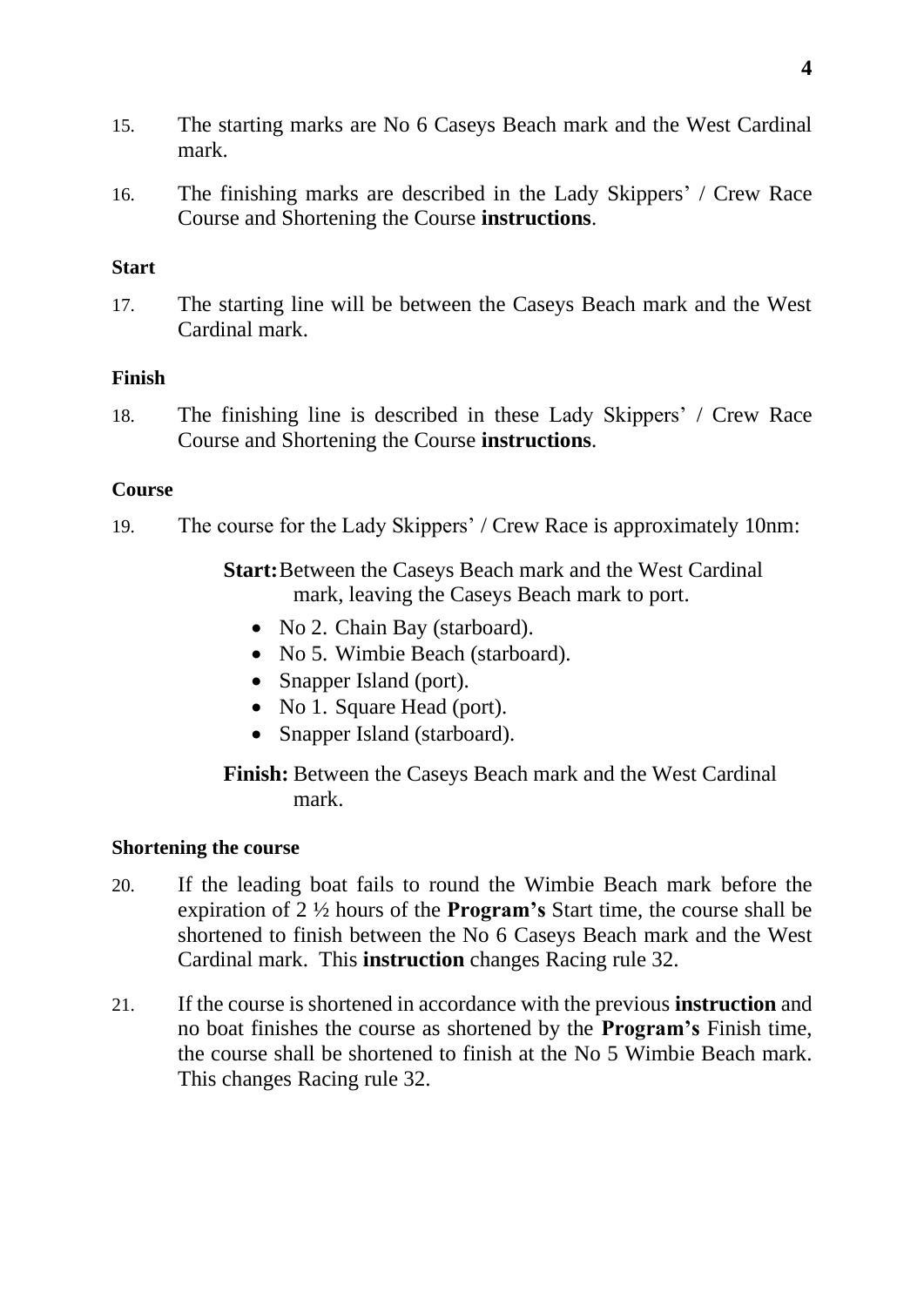15. The starting marks are No 6 Caseys Beach mark and the West Cardinal mark.

16. The finishing marks are described in the Lady Skippers' / Crew Race Course and Shortening the Course **instructions**.

**Start**

17. The starting line will be between the Caseys Beach mark and the West Cardinal mark.

**Finish**

18. The finishing line is described in these Lady Skippers' / Crew Race Course and Shortening the Course **instructions**.

**Course**

19. The course for the Lady Skippers' / Crew Race is approximately 10nm:

**Start:** Between the Caseys Beach mark and the West Cardinal mark, leaving the Caseys Beach mark to port.

- No 2. Chain Bay (starboard).
- No 5. Wimbie Beach (starboard).
- Snapper Island (port).
- No 1. Square Head (port).
- Snapper Island (starboard).

**Finish:** Between the Caseys Beach mark and the West Cardinal mark.

**Shortening the course**

20. If the leading boat fails to round the Wimbie Beach mark before the expiration of 2 ½ hours of the **Program's** Start time, the course shall be shortened to finish between the No 6 Caseys Beach mark and the West Cardinal mark. This **instruction** changes Racing rule 32.

21. If the course is shortened in accordance with the previous **instruction** and no boat finishes the course as shortened by the **Program's** Finish time, the course shall be shortened to finish at the No 5 Wimbie Beach mark. This changes Racing rule 32.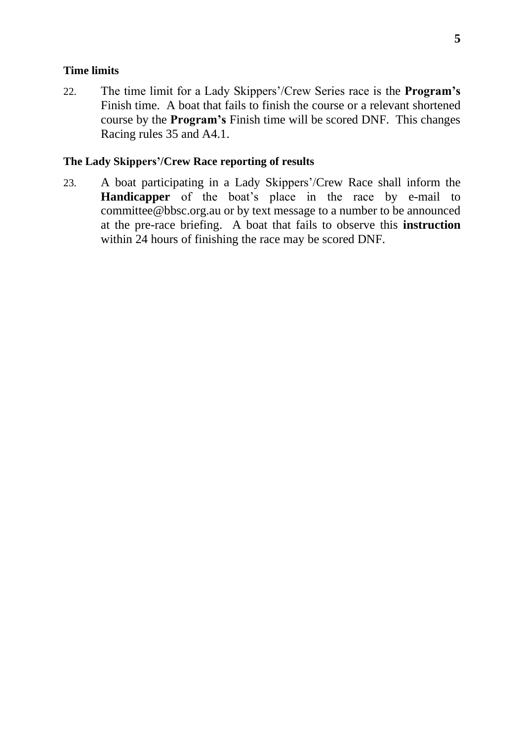**Time limits**

22. The time limit for a Lady Skippers'/Crew Series race is the **Program's** Finish time. A boat that fails to finish the course or a relevant shortened course by the **Program's** Finish time will be scored DNF. This changes Racing rules 35 and A4.1.

**The Lady Skippers'/Crew Race reporting of results**

23. A boat participating in a Lady Skippers'/Crew Race shall inform the **Handicapper** of the boat's place in the race by e-mail to committee@bbsc.org.au or by text message to a number to be announced at the pre-race briefing. A boat that fails to observe this **instruction** within 24 hours of finishing the race may be scored DNF.